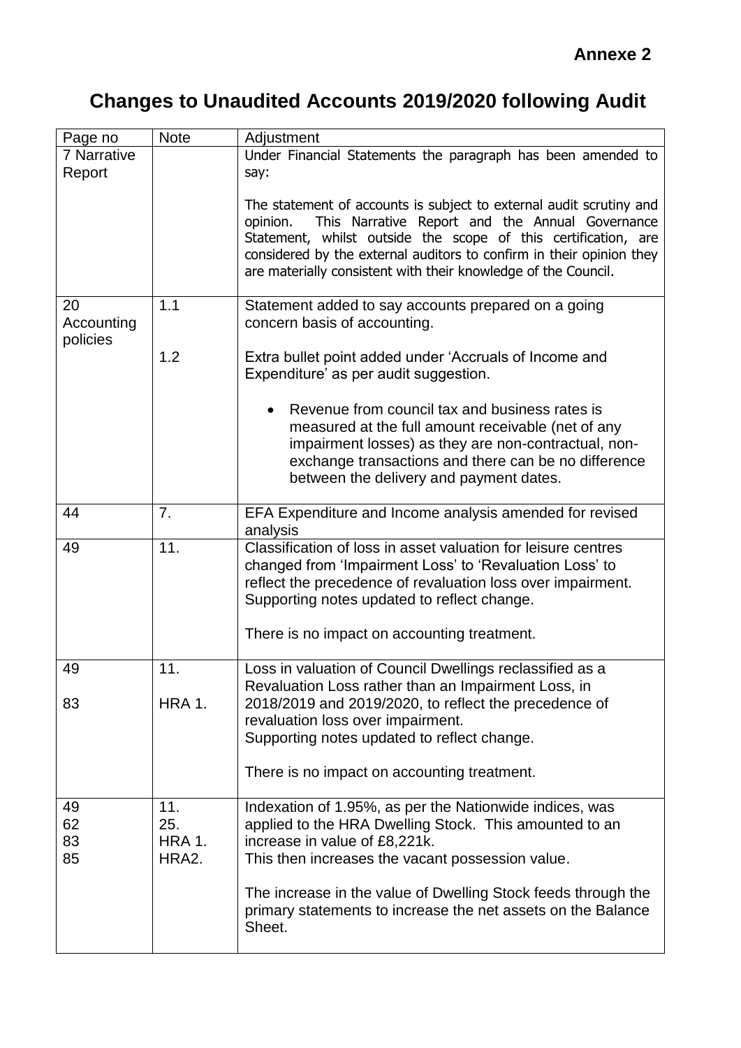**Annexe 2**

# Changes to Unaudited Accounts 2019/2020 following Audit

| Page no | Note | Adjustment |
|---|---|---|
| 7 Narrative Report | | Under Financial Statements the paragraph has been amended to say:<br><br>The statement of accounts is subject to external audit scrutiny and opinion. This Narrative Report and the Annual Governance Statement, whilst outside the scope of this certification, are considered by the external auditors to confirm in their opinion they are materially consistent with their knowledge of the Council. |
| 20 Accounting policies | 1.1<br><br>1.2 | Statement added to say accounts prepared on a going concern basis of accounting.<br><br>Extra bullet point added under 'Accruals of Income and Expenditure' as per audit suggestion.<br><br>• Revenue from council tax and business rates is measured at the full amount receivable (net of any impairment losses) as they are non-contractual, non-exchange transactions and there can be no difference between the delivery and payment dates. |
| 44 | 7. | EFA Expenditure and Income analysis amended for revised analysis |
| 49 | 11. | Classification of loss in asset valuation for leisure centres changed from 'Impairment Loss' to 'Revaluation Loss' to reflect the precedence of revaluation loss over impairment. Supporting notes updated to reflect change.<br><br>There is no impact on accounting treatment. |
| 49<br><br>83 | 11.<br><br>HRA 1. | Loss in valuation of Council Dwellings reclassified as a Revaluation Loss rather than an Impairment Loss, in 2018/2019 and 2019/2020, to reflect the precedence of revaluation loss over impairment.<br>Supporting notes updated to reflect change.<br><br>There is no impact on accounting treatment. |
| 49<br>62<br>83<br>85 | 11.<br>25.<br>HRA 1.<br>HRA2. | Indexation of 1.95%, as per the Nationwide indices, was applied to the HRA Dwelling Stock. This amounted to an increase in value of £8,221k.<br>This then increases the vacant possession value.<br><br>The increase in the value of Dwelling Stock feeds through the primary statements to increase the net assets on the Balance Sheet. |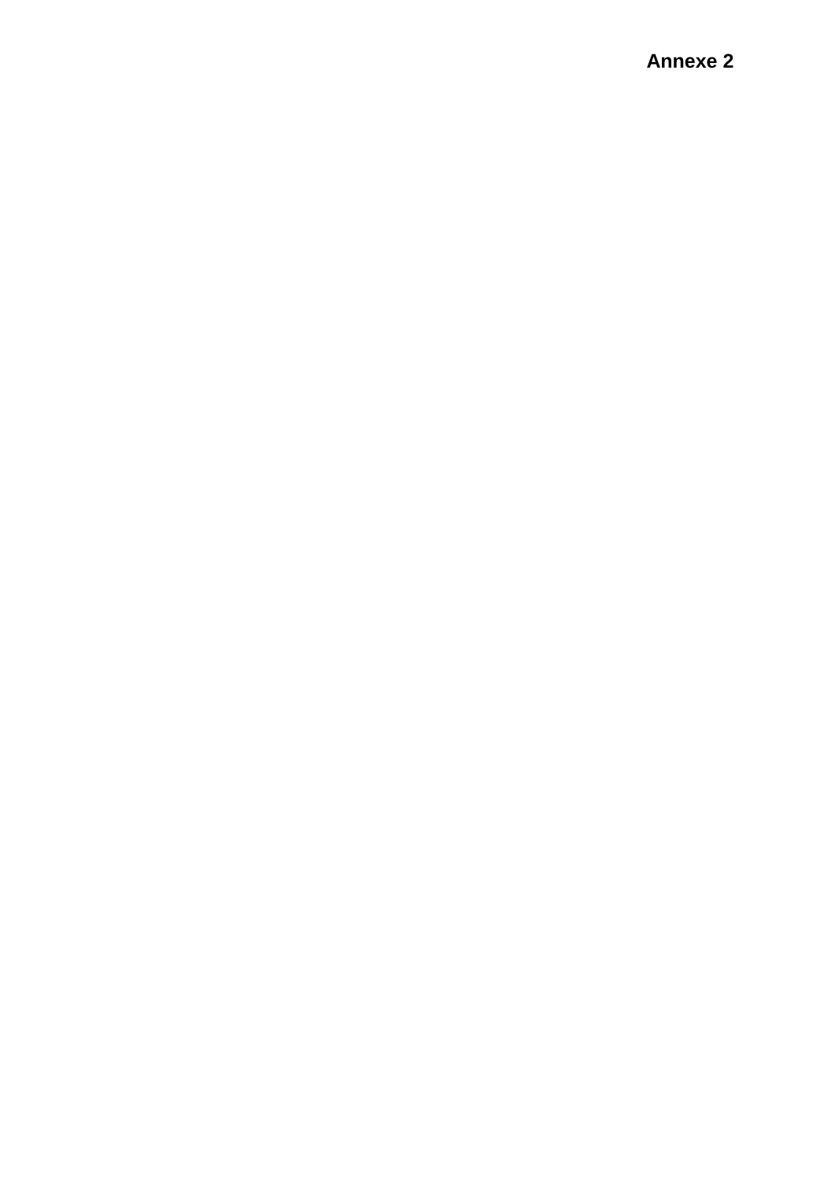**Annexe 2**